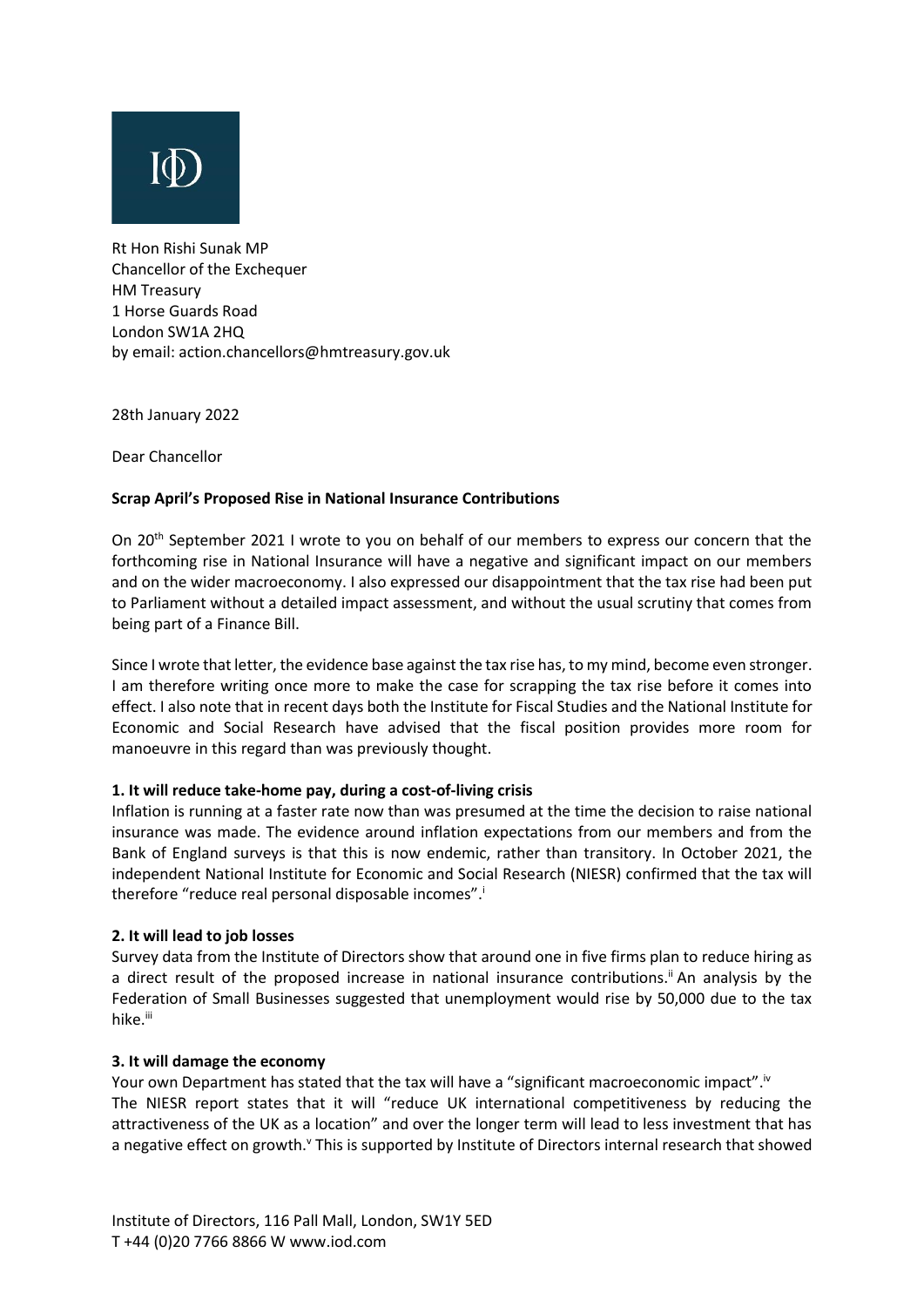Rt Hon Rishi Sunak MP
Chancellor of the Exchequer
HM Treasury
1 Horse Guards Road
London SW1A 2HQ
by email: action.chancellors@hmtreasury.gov.uk

28th January 2022

Dear Chancellor

**Scrap April's Proposed Rise in National Insurance Contributions**

On 20th September 2021 I wrote to you on behalf of our members to express our concern that the forthcoming rise in National Insurance will have a negative and significant impact on our members and on the wider macroeconomy. I also expressed our disappointment that the tax rise had been put to Parliament without a detailed impact assessment, and without the usual scrutiny that comes from being part of a Finance Bill.

Since I wrote that letter, the evidence base against the tax rise has, to my mind, become even stronger. I am therefore writing once more to make the case for scrapping the tax rise before it comes into effect. I also note that in recent days both the Institute for Fiscal Studies and the National Institute for Economic and Social Research have advised that the fiscal position provides more room for manoeuvre in this regard than was previously thought.

**1. It will reduce take-home pay, during a cost-of-living crisis**

Inflation is running at a faster rate now than was presumed at the time the decision to raise national insurance was made. The evidence around inflation expectations from our members and from the Bank of England surveys is that this is now endemic, rather than transitory. In October 2021, the independent National Institute for Economic and Social Research (NIESR) confirmed that the tax will therefore "reduce real personal disposable incomes".[i]

**2. It will lead to job losses**

Survey data from the Institute of Directors show that around one in five firms plan to reduce hiring as a direct result of the proposed increase in national insurance contributions.[ii] An analysis by the Federation of Small Businesses suggested that unemployment would rise by 50,000 due to the tax hike.[iii]

**3. It will damage the economy**

Your own Department has stated that the tax will have a "significant macroeconomic impact".[iv]
The NIESR report states that it will "reduce UK international competitiveness by reducing the attractiveness of the UK as a location" and over the longer term will lead to less investment that has a negative effect on growth.[v] This is supported by Institute of Directors internal research that showed

Institute of Directors, 116 Pall Mall, London, SW1Y 5ED
T +44 (0)20 7766 8866 W www.iod.com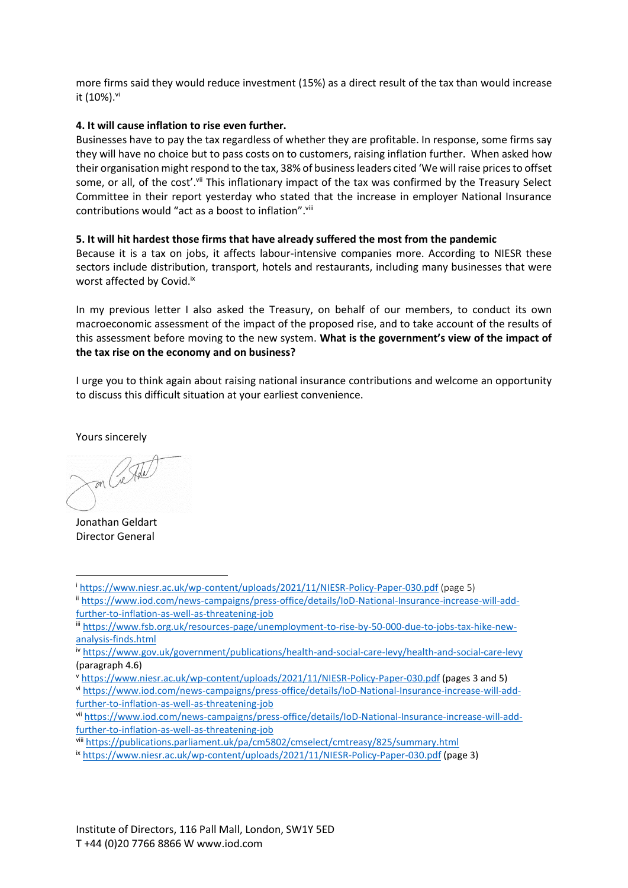more firms said they would reduce investment (15%) as a direct result of the tax than would increase it (10%).[vi]

**4. It will cause inflation to rise even further.**

Businesses have to pay the tax regardless of whether they are profitable. In response, some firms say they will have no choice but to pass costs on to customers, raising inflation further. When asked how their organisation might respond to the tax, 38% of business leaders cited 'We will raise prices to offset some, or all, of the cost'.[vii] This inflationary impact of the tax was confirmed by the Treasury Select Committee in their report yesterday who stated that the increase in employer National Insurance contributions would "act as a boost to inflation".[viii]

**5. It will hit hardest those firms that have already suffered the most from the pandemic**

Because it is a tax on jobs, it affects labour-intensive companies more. According to NIESR these sectors include distribution, transport, hotels and restaurants, including many businesses that were worst affected by Covid.[ix]

In my previous letter I also asked the Treasury, on behalf of our members, to conduct its own macroeconomic assessment of the impact of the proposed rise, and to take account of the results of this assessment before moving to the new system. **What is the government's view of the impact of the tax rise on the economy and on business?**

I urge you to think again about raising national insurance contributions and welcome an opportunity to discuss this difficult situation at your earliest convenience.

Yours sincerely

Jonathan Geldart
Director General

---

[i] https://www.niesr.ac.uk/wp-content/uploads/2021/11/NIESR-Policy-Paper-030.pdf (page 5)

[ii] https://www.iod.com/news-campaigns/press-office/details/IoD-National-Insurance-increase-will-add-further-to-inflation-as-well-as-threatening-job

[iii] https://www.fsb.org.uk/resources-page/unemployment-to-rise-by-50-000-due-to-jobs-tax-hike-new-analysis-finds.html

[iv] https://www.gov.uk/government/publications/health-and-social-care-levy/health-and-social-care-levy (paragraph 4.6)

[v] https://www.niesr.ac.uk/wp-content/uploads/2021/11/NIESR-Policy-Paper-030.pdf (pages 3 and 5)

[vi] https://www.iod.com/news-campaigns/press-office/details/IoD-National-Insurance-increase-will-add-further-to-inflation-as-well-as-threatening-job

[vii] https://www.iod.com/news-campaigns/press-office/details/IoD-National-Insurance-increase-will-add-further-to-inflation-as-well-as-threatening-job

[viii] https://publications.parliament.uk/pa/cm5802/cmselect/cmtreasy/825/summary.html

[ix] https://www.niesr.ac.uk/wp-content/uploads/2021/11/NIESR-Policy-Paper-030.pdf (page 3)

Institute of Directors, 116 Pall Mall, London, SW1Y 5ED
T +44 (0)20 7766 8866 W www.iod.com